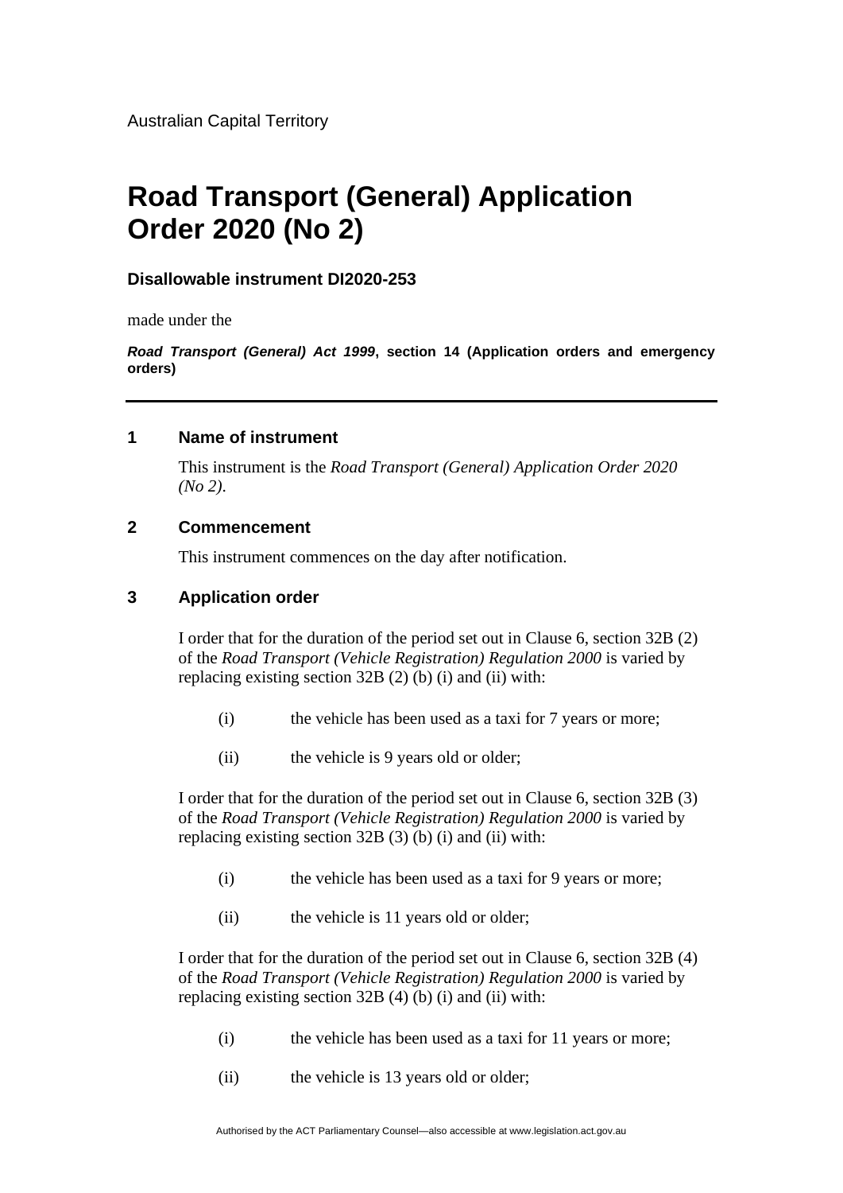Australian Capital Territory

# Road Transport (General) Application Order 2020 (No 2)

**Disallowable instrument DI2020-253**

made under the

***Road Transport (General) Act 1999*, section 14 (Application orders and emergency orders)**

---

## 1 Name of instrument

This instrument is the *Road Transport (General) Application Order 2020 (No 2)*.

## 2 Commencement

This instrument commences on the day after notification.

## 3 Application order

I order that for the duration of the period set out in Clause 6, section 32B (2) of the *Road Transport (Vehicle Registration) Regulation 2000* is varied by replacing existing section 32B (2) (b) (i) and (ii) with:

(i) the vehicle has been used as a taxi for 7 years or more;

(ii) the vehicle is 9 years old or older;

I order that for the duration of the period set out in Clause 6, section 32B (3) of the *Road Transport (Vehicle Registration) Regulation 2000* is varied by replacing existing section 32B (3) (b) (i) and (ii) with:

(i) the vehicle has been used as a taxi for 9 years or more;

(ii) the vehicle is 11 years old or older;

I order that for the duration of the period set out in Clause 6, section 32B (4) of the *Road Transport (Vehicle Registration) Regulation 2000* is varied by replacing existing section 32B (4) (b) (i) and (ii) with:

(i) the vehicle has been used as a taxi for 11 years or more;

(ii) the vehicle is 13 years old or older;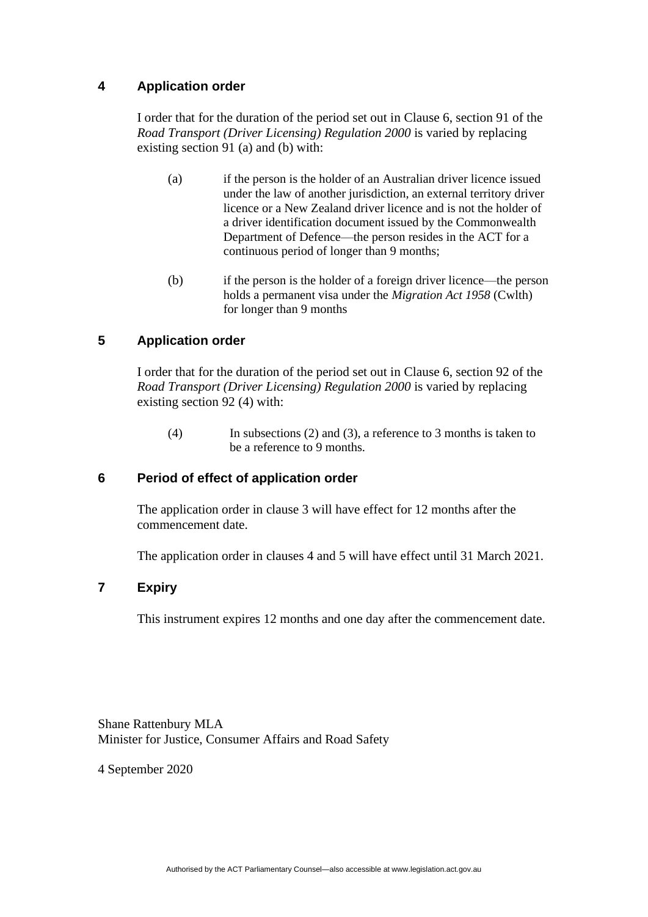## 4 Application order

I order that for the duration of the period set out in Clause 6, section 91 of the *Road Transport (Driver Licensing) Regulation 2000* is varied by replacing existing section 91 (a) and (b) with:

(a) if the person is the holder of an Australian driver licence issued under the law of another jurisdiction, an external territory driver licence or a New Zealand driver licence and is not the holder of a driver identification document issued by the Commonwealth Department of Defence—the person resides in the ACT for a continuous period of longer than 9 months;

(b) if the person is the holder of a foreign driver licence—the person holds a permanent visa under the *Migration Act 1958* (Cwlth) for longer than 9 months

## 5 Application order

I order that for the duration of the period set out in Clause 6, section 92 of the *Road Transport (Driver Licensing) Regulation 2000* is varied by replacing existing section 92 (4) with:

(4) In subsections (2) and (3), a reference to 3 months is taken to be a reference to 9 months.

## 6 Period of effect of application order

The application order in clause 3 will have effect for 12 months after the commencement date.

The application order in clauses 4 and 5 will have effect until 31 March 2021.

## 7 Expiry

This instrument expires 12 months and one day after the commencement date.

Shane Rattenbury MLA
Minister for Justice, Consumer Affairs and Road Safety

4 September 2020